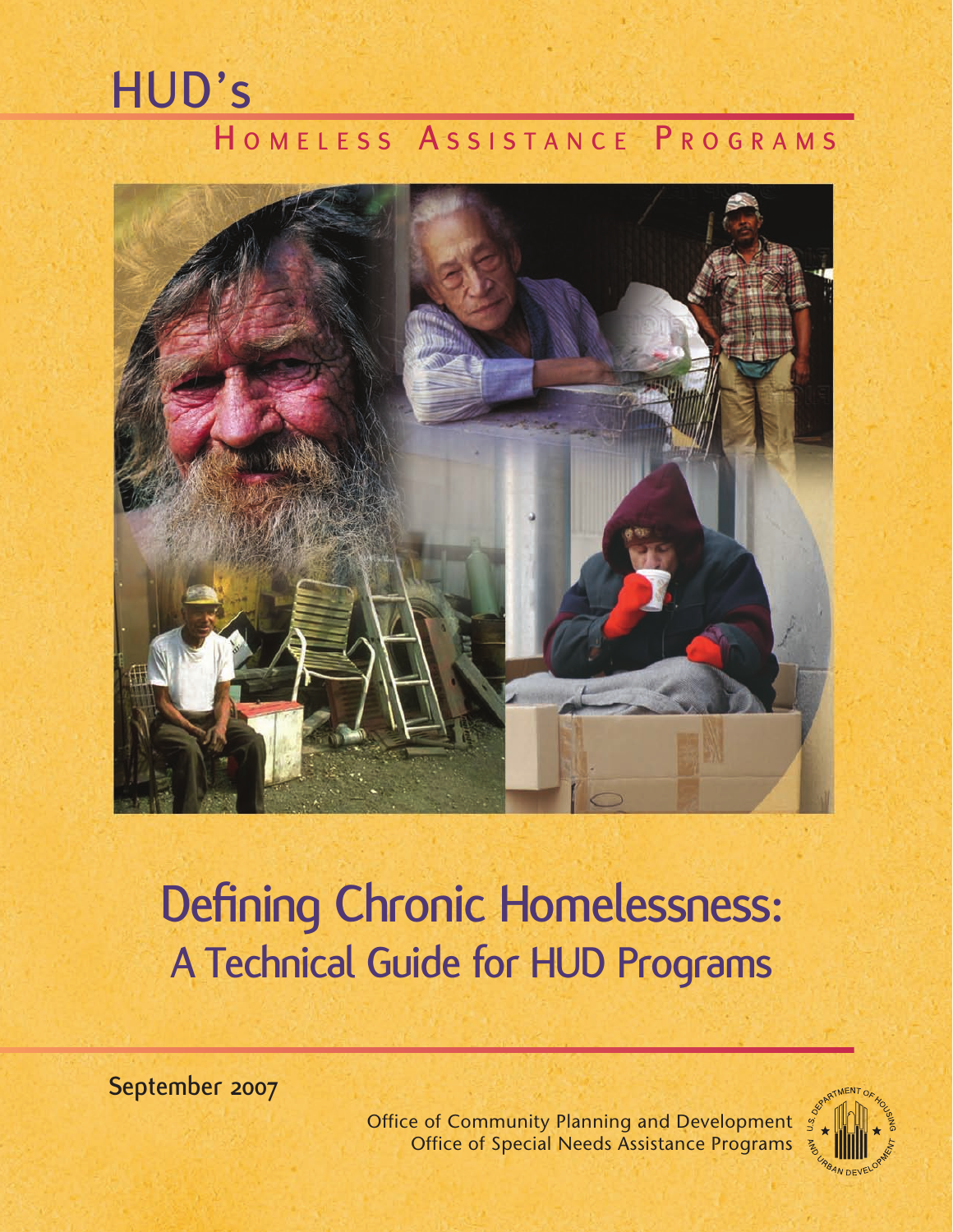# HUD's

## Homeless Assistance Programs

# Defining Chronic Homelessness: A Technical Guide for HUD Programs

September 2007

Office of Community Planning and Development
Office of Special Needs Assistance Programs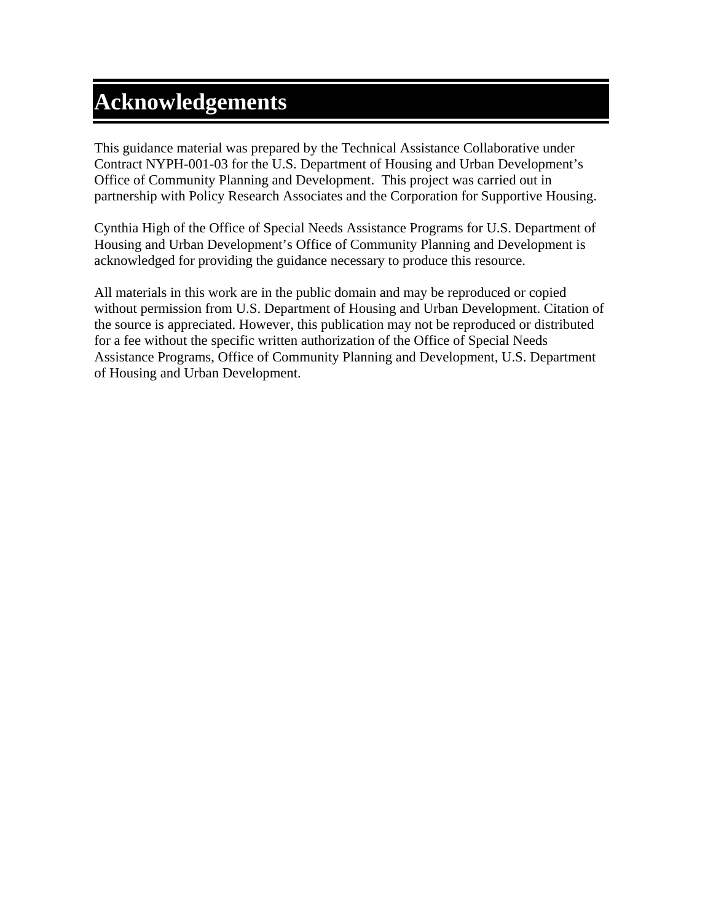# Acknowledgements

This guidance material was prepared by the Technical Assistance Collaborative under Contract NYPH-001-03 for the U.S. Department of Housing and Urban Development's Office of Community Planning and Development. This project was carried out in partnership with Policy Research Associates and the Corporation for Supportive Housing.

Cynthia High of the Office of Special Needs Assistance Programs for U.S. Department of Housing and Urban Development's Office of Community Planning and Development is acknowledged for providing the guidance necessary to produce this resource.

All materials in this work are in the public domain and may be reproduced or copied without permission from U.S. Department of Housing and Urban Development. Citation of the source is appreciated. However, this publication may not be reproduced or distributed for a fee without the specific written authorization of the Office of Special Needs Assistance Programs, Office of Community Planning and Development, U.S. Department of Housing and Urban Development.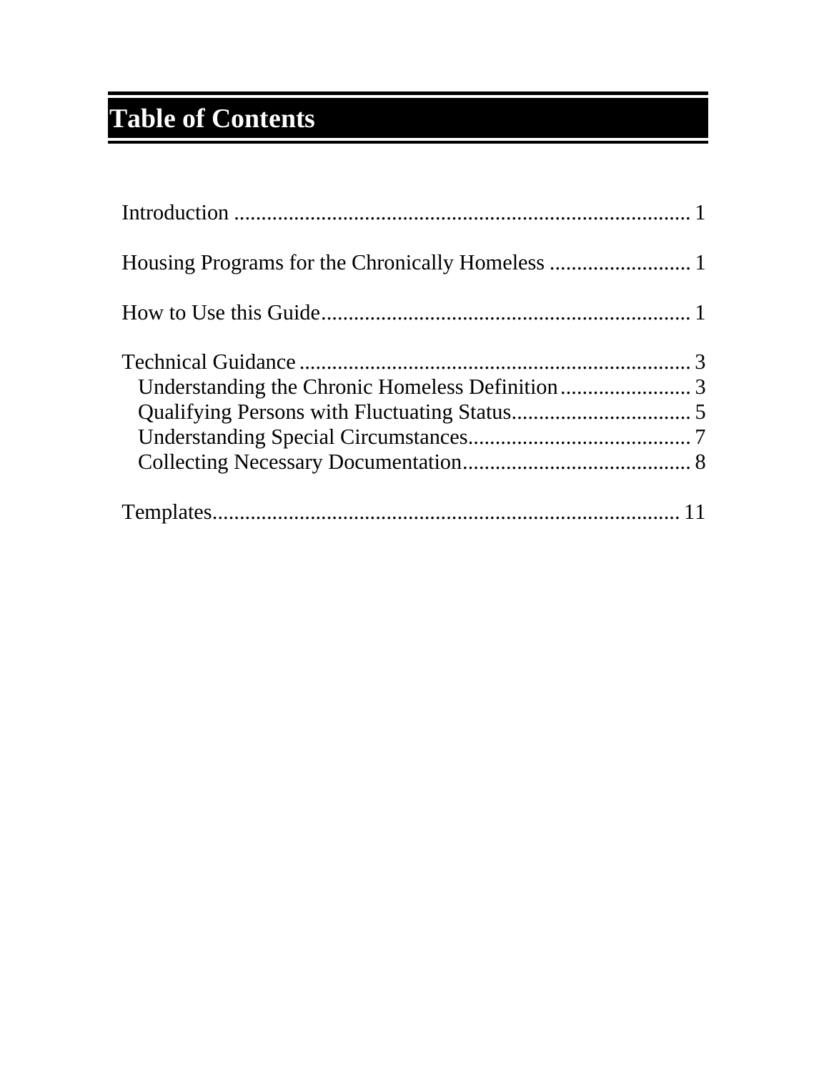# Table of Contents

Introduction ..................................................................................... 1

Housing Programs for the Chronically Homeless .......................... 1

How to Use this Guide..................................................................... 1

Technical Guidance ......................................................................... 3
- Understanding the Chronic Homeless Definition........................ 3
- Qualifying Persons with Fluctuating Status................................. 5
- Understanding Special Circumstances......................................... 7
- Collecting Necessary Documentation.......................................... 8

Templates....................................................................................... 11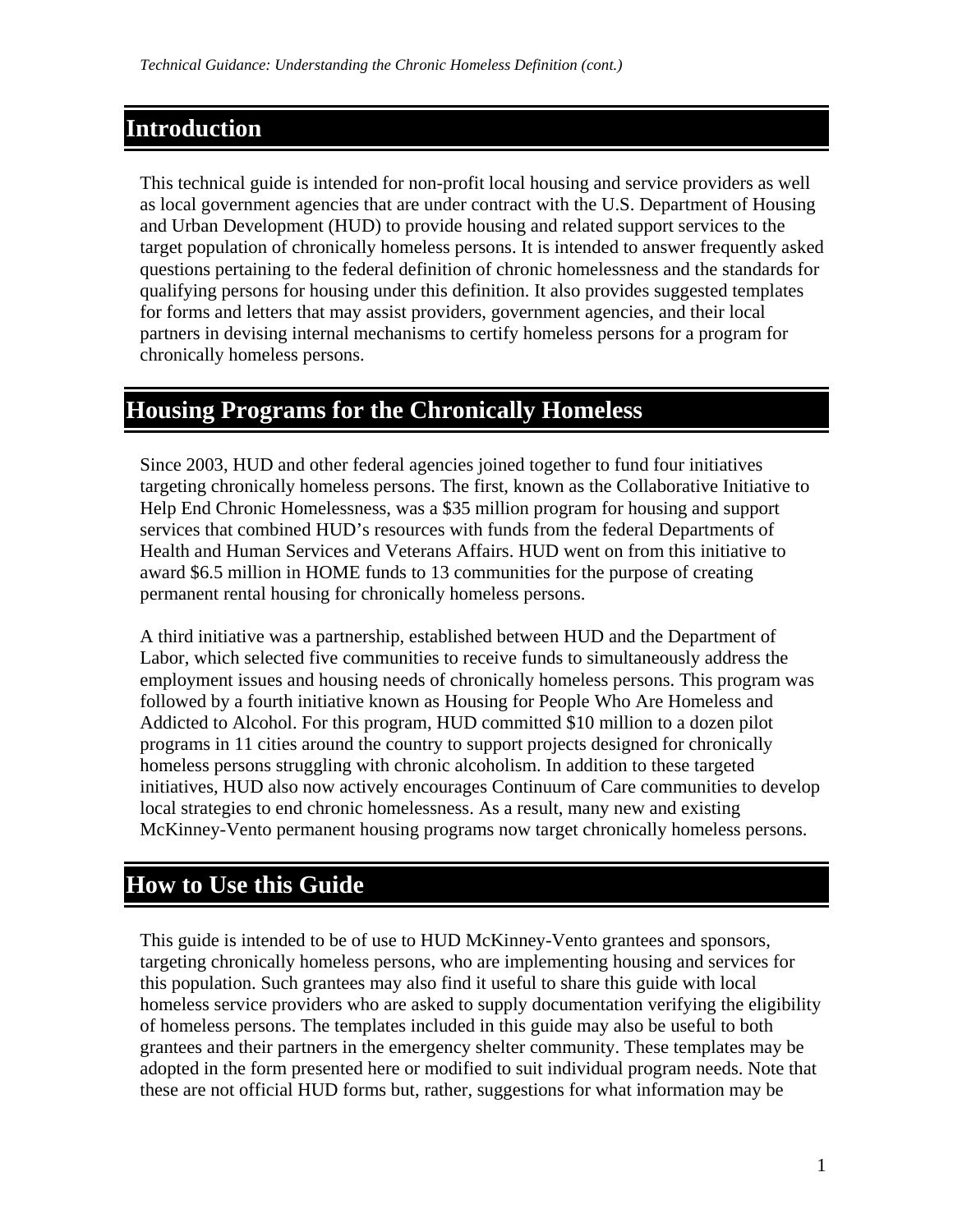## Introduction

This technical guide is intended for non-profit local housing and service providers as well as local government agencies that are under contract with the U.S. Department of Housing and Urban Development (HUD) to provide housing and related support services to the target population of chronically homeless persons. It is intended to answer frequently asked questions pertaining to the federal definition of chronic homelessness and the standards for qualifying persons for housing under this definition. It also provides suggested templates for forms and letters that may assist providers, government agencies, and their local partners in devising internal mechanisms to certify homeless persons for a program for chronically homeless persons.

## Housing Programs for the Chronically Homeless

Since 2003, HUD and other federal agencies joined together to fund four initiatives targeting chronically homeless persons. The first, known as the Collaborative Initiative to Help End Chronic Homelessness, was a $35 million program for housing and support services that combined HUD's resources with funds from the federal Departments of Health and Human Services and Veterans Affairs. HUD went on from this initiative to award $6.5 million in HOME funds to 13 communities for the purpose of creating permanent rental housing for chronically homeless persons.

A third initiative was a partnership, established between HUD and the Department of Labor, which selected five communities to receive funds to simultaneously address the employment issues and housing needs of chronically homeless persons. This program was followed by a fourth initiative known as Housing for People Who Are Homeless and Addicted to Alcohol. For this program, HUD committed $10 million to a dozen pilot programs in 11 cities around the country to support projects designed for chronically homeless persons struggling with chronic alcoholism. In addition to these targeted initiatives, HUD also now actively encourages Continuum of Care communities to develop local strategies to end chronic homelessness. As a result, many new and existing McKinney-Vento permanent housing programs now target chronically homeless persons.

## How to Use this Guide

This guide is intended to be of use to HUD McKinney-Vento grantees and sponsors, targeting chronically homeless persons, who are implementing housing and services for this population. Such grantees may also find it useful to share this guide with local homeless service providers who are asked to supply documentation verifying the eligibility of homeless persons. The templates included in this guide may also be useful to both grantees and their partners in the emergency shelter community. These templates may be adopted in the form presented here or modified to suit individual program needs. Note that these are not official HUD forms but, rather, suggestions for what information may be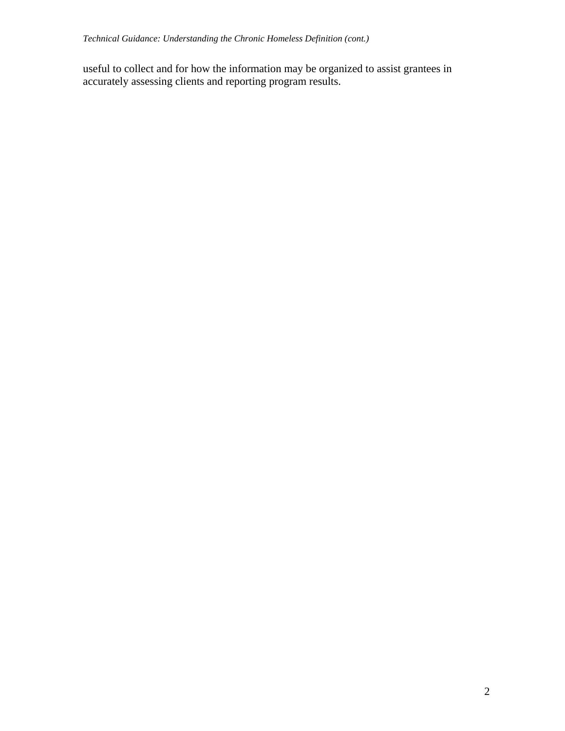useful to collect and for how the information may be organized to assist grantees in accurately assessing clients and reporting program results.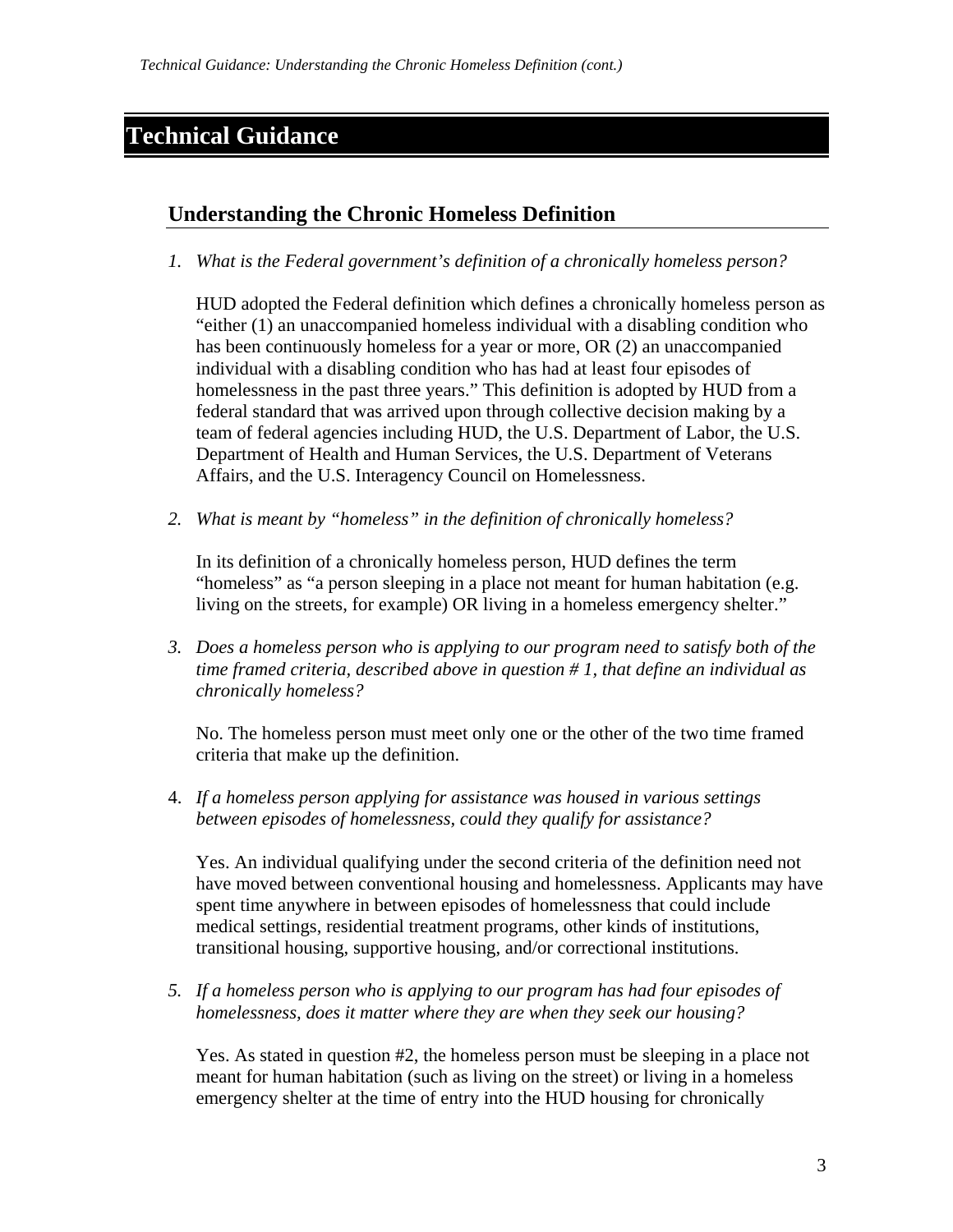# Technical Guidance

## Understanding the Chronic Homeless Definition

1. *What is the Federal government's definition of a chronically homeless person?*

   HUD adopted the Federal definition which defines a chronically homeless person as "either (1) an unaccompanied homeless individual with a disabling condition who has been continuously homeless for a year or more, OR (2) an unaccompanied individual with a disabling condition who has had at least four episodes of homelessness in the past three years." This definition is adopted by HUD from a federal standard that was arrived upon through collective decision making by a team of federal agencies including HUD, the U.S. Department of Labor, the U.S. Department of Health and Human Services, the U.S. Department of Veterans Affairs, and the U.S. Interagency Council on Homelessness.

2. *What is meant by "homeless" in the definition of chronically homeless?*

   In its definition of a chronically homeless person, HUD defines the term "homeless" as "a person sleeping in a place not meant for human habitation (e.g. living on the streets, for example) OR living in a homeless emergency shelter."

3. *Does a homeless person who is applying to our program need to satisfy both of the time framed criteria, described above in question # 1, that define an individual as chronically homeless?*

   No. The homeless person must meet only one or the other of the two time framed criteria that make up the definition.

4. *If a homeless person applying for assistance was housed in various settings between episodes of homelessness, could they qualify for assistance?*

   Yes. An individual qualifying under the second criteria of the definition need not have moved between conventional housing and homelessness. Applicants may have spent time anywhere in between episodes of homelessness that could include medical settings, residential treatment programs, other kinds of institutions, transitional housing, supportive housing, and/or correctional institutions.

5. *If a homeless person who is applying to our program has had four episodes of homelessness, does it matter where they are when they seek our housing?*

   Yes. As stated in question #2, the homeless person must be sleeping in a place not meant for human habitation (such as living on the street) or living in a homeless emergency shelter at the time of entry into the HUD housing for chronically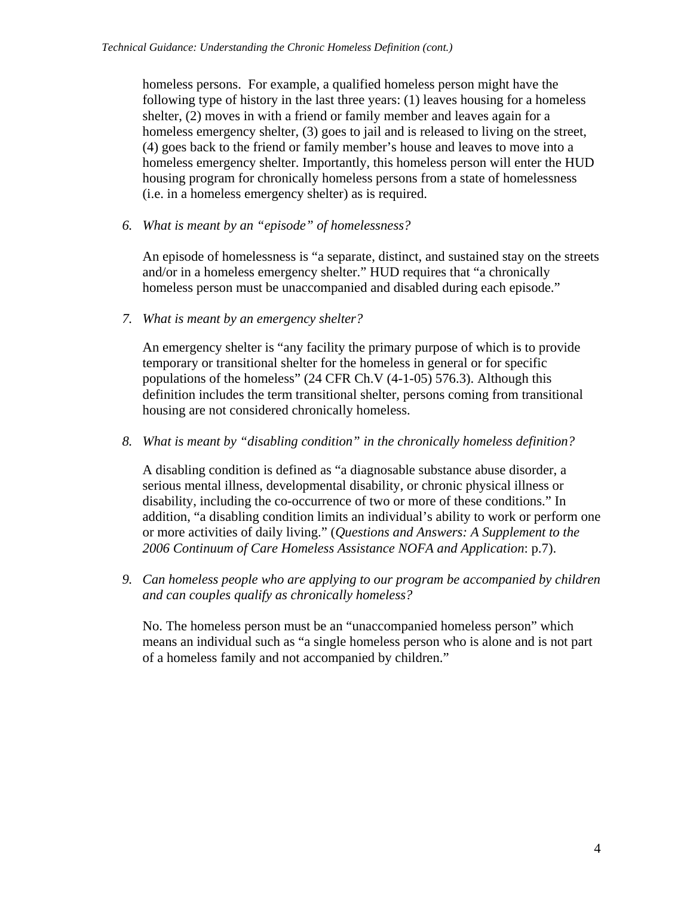homeless persons. For example, a qualified homeless person might have the following type of history in the last three years: (1) leaves housing for a homeless shelter, (2) moves in with a friend or family member and leaves again for a homeless emergency shelter, (3) goes to jail and is released to living on the street, (4) goes back to the friend or family member's house and leaves to move into a homeless emergency shelter. Importantly, this homeless person will enter the HUD housing program for chronically homeless persons from a state of homelessness (i.e. in a homeless emergency shelter) as is required.

6. *What is meant by an "episode" of homelessness?*

   An episode of homelessness is "a separate, distinct, and sustained stay on the streets and/or in a homeless emergency shelter." HUD requires that "a chronically homeless person must be unaccompanied and disabled during each episode."

7. *What is meant by an emergency shelter?*

   An emergency shelter is "any facility the primary purpose of which is to provide temporary or transitional shelter for the homeless in general or for specific populations of the homeless" (24 CFR Ch.V (4-1-05) 576.3). Although this definition includes the term transitional shelter, persons coming from transitional housing are not considered chronically homeless.

8. *What is meant by "disabling condition" in the chronically homeless definition?*

   A disabling condition is defined as "a diagnosable substance abuse disorder, a serious mental illness, developmental disability, or chronic physical illness or disability, including the co-occurrence of two or more of these conditions." In addition, "a disabling condition limits an individual's ability to work or perform one or more activities of daily living." (*Questions and Answers: A Supplement to the 2006 Continuum of Care Homeless Assistance NOFA and Application*: p.7).

9. *Can homeless people who are applying to our program be accompanied by children and can couples qualify as chronically homeless?*

   No. The homeless person must be an "unaccompanied homeless person" which means an individual such as "a single homeless person who is alone and is not part of a homeless family and not accompanied by children."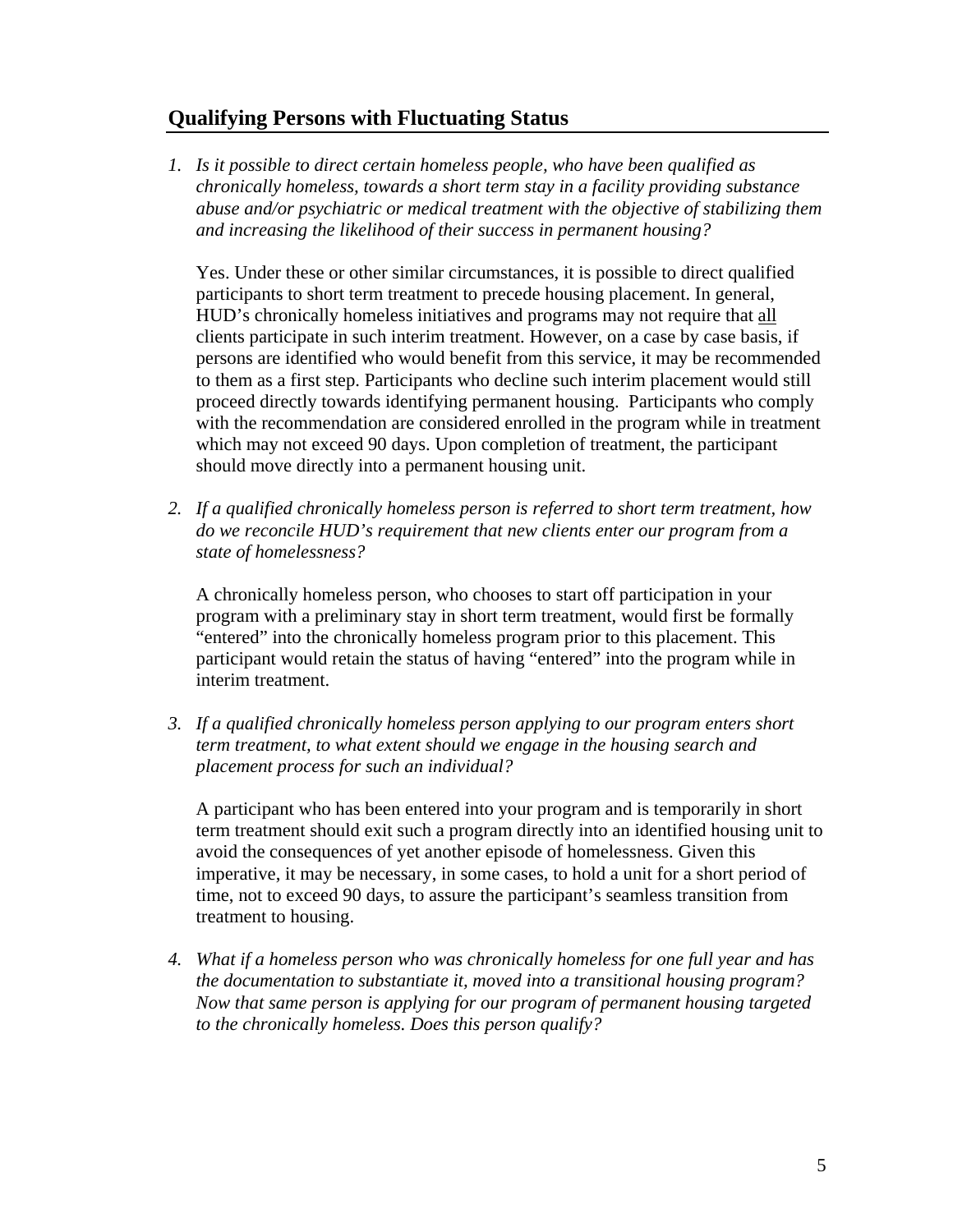## Qualifying Persons with Fluctuating Status

1. *Is it possible to direct certain homeless people, who have been qualified as chronically homeless, towards a short term stay in a facility providing substance abuse and/or psychiatric or medical treatment with the objective of stabilizing them and increasing the likelihood of their success in permanent housing?*

   Yes. Under these or other similar circumstances, it is possible to direct qualified participants to short term treatment to precede housing placement. In general, HUD's chronically homeless initiatives and programs may not require that <u>all</u> clients participate in such interim treatment. However, on a case by case basis, if persons are identified who would benefit from this service, it may be recommended to them as a first step. Participants who decline such interim placement would still proceed directly towards identifying permanent housing. Participants who comply with the recommendation are considered enrolled in the program while in treatment which may not exceed 90 days. Upon completion of treatment, the participant should move directly into a permanent housing unit.

2. *If a qualified chronically homeless person is referred to short term treatment, how do we reconcile HUD's requirement that new clients enter our program from a state of homelessness?*

   A chronically homeless person, who chooses to start off participation in your program with a preliminary stay in short term treatment, would first be formally "entered" into the chronically homeless program prior to this placement. This participant would retain the status of having "entered" into the program while in interim treatment.

3. *If a qualified chronically homeless person applying to our program enters short term treatment, to what extent should we engage in the housing search and placement process for such an individual?*

   A participant who has been entered into your program and is temporarily in short term treatment should exit such a program directly into an identified housing unit to avoid the consequences of yet another episode of homelessness. Given this imperative, it may be necessary, in some cases, to hold a unit for a short period of time, not to exceed 90 days, to assure the participant's seamless transition from treatment to housing.

4. *What if a homeless person who was chronically homeless for one full year and has the documentation to substantiate it, moved into a transitional housing program? Now that same person is applying for our program of permanent housing targeted to the chronically homeless. Does this person qualify?*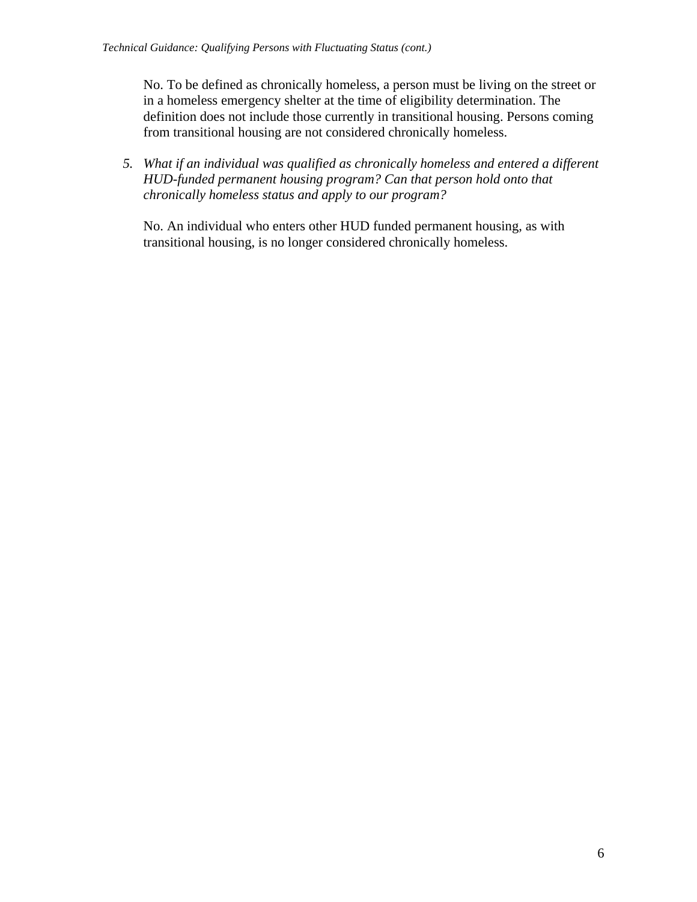No. To be defined as chronically homeless, a person must be living on the street or in a homeless emergency shelter at the time of eligibility determination. The definition does not include those currently in transitional housing. Persons coming from transitional housing are not considered chronically homeless.

5. *What if an individual was qualified as chronically homeless and entered a different HUD-funded permanent housing program? Can that person hold onto that chronically homeless status and apply to our program?*

   No. An individual who enters other HUD funded permanent housing, as with transitional housing, is no longer considered chronically homeless.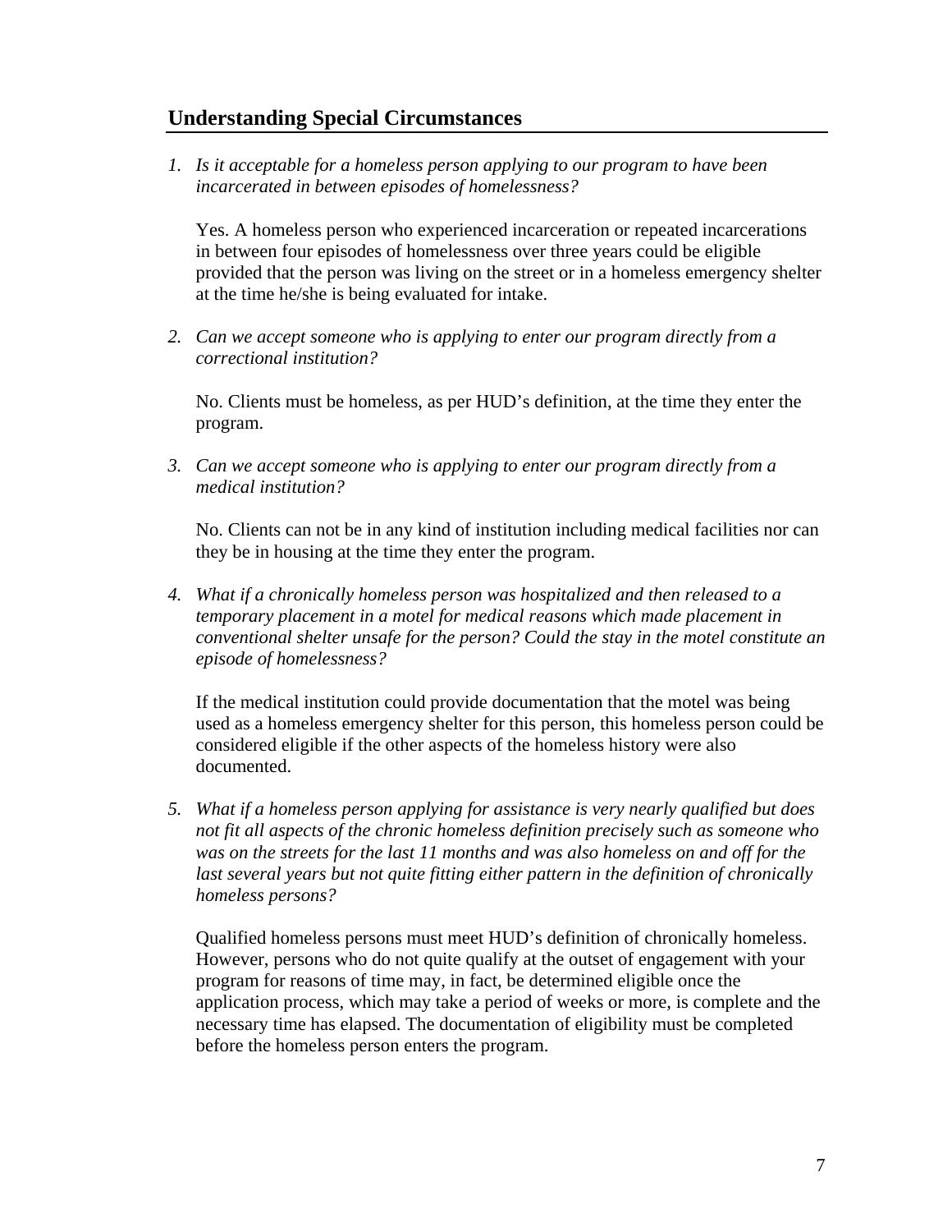## Understanding Special Circumstances

1. *Is it acceptable for a homeless person applying to our program to have been incarcerated in between episodes of homelessness?*

   Yes. A homeless person who experienced incarceration or repeated incarcerations in between four episodes of homelessness over three years could be eligible provided that the person was living on the street or in a homeless emergency shelter at the time he/she is being evaluated for intake.

2. *Can we accept someone who is applying to enter our program directly from a correctional institution?*

   No. Clients must be homeless, as per HUD's definition, at the time they enter the program.

3. *Can we accept someone who is applying to enter our program directly from a medical institution?*

   No. Clients can not be in any kind of institution including medical facilities nor can they be in housing at the time they enter the program.

4. *What if a chronically homeless person was hospitalized and then released to a temporary placement in a motel for medical reasons which made placement in conventional shelter unsafe for the person? Could the stay in the motel constitute an episode of homelessness?*

   If the medical institution could provide documentation that the motel was being used as a homeless emergency shelter for this person, this homeless person could be considered eligible if the other aspects of the homeless history were also documented.

5. *What if a homeless person applying for assistance is very nearly qualified but does not fit all aspects of the chronic homeless definition precisely such as someone who was on the streets for the last 11 months and was also homeless on and off for the last several years but not quite fitting either pattern in the definition of chronically homeless persons?*

   Qualified homeless persons must meet HUD's definition of chronically homeless. However, persons who do not quite qualify at the outset of engagement with your program for reasons of time may, in fact, be determined eligible once the application process, which may take a period of weeks or more, is complete and the necessary time has elapsed. The documentation of eligibility must be completed before the homeless person enters the program.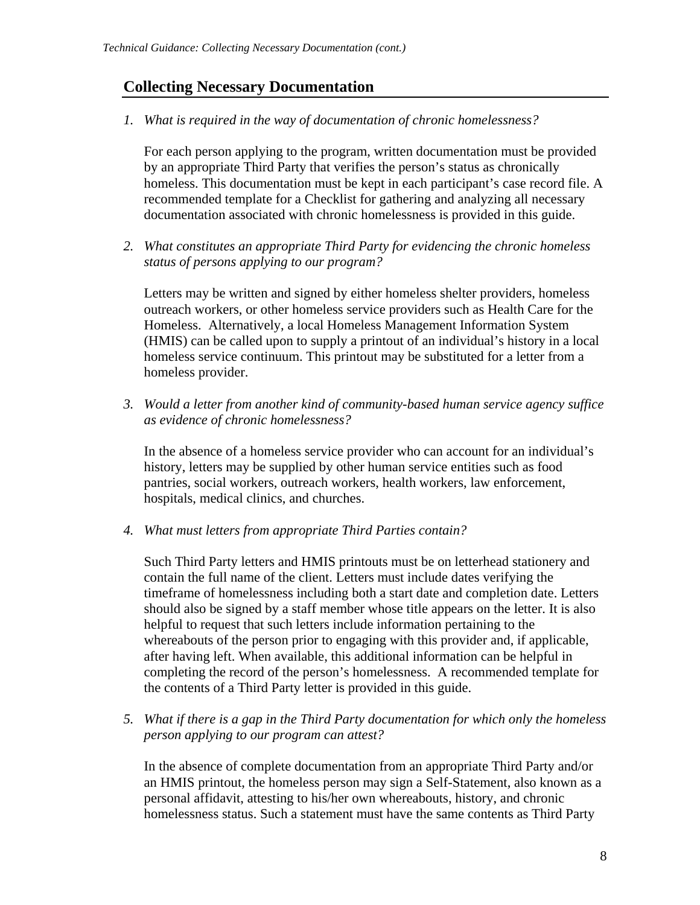## Collecting Necessary Documentation

1. *What is required in the way of documentation of chronic homelessness?*

   For each person applying to the program, written documentation must be provided by an appropriate Third Party that verifies the person's status as chronically homeless. This documentation must be kept in each participant's case record file. A recommended template for a Checklist for gathering and analyzing all necessary documentation associated with chronic homelessness is provided in this guide.

2. *What constitutes an appropriate Third Party for evidencing the chronic homeless status of persons applying to our program?*

   Letters may be written and signed by either homeless shelter providers, homeless outreach workers, or other homeless service providers such as Health Care for the Homeless. Alternatively, a local Homeless Management Information System (HMIS) can be called upon to supply a printout of an individual's history in a local homeless service continuum. This printout may be substituted for a letter from a homeless provider.

3. *Would a letter from another kind of community-based human service agency suffice as evidence of chronic homelessness?*

   In the absence of a homeless service provider who can account for an individual's history, letters may be supplied by other human service entities such as food pantries, social workers, outreach workers, health workers, law enforcement, hospitals, medical clinics, and churches.

4. *What must letters from appropriate Third Parties contain?*

   Such Third Party letters and HMIS printouts must be on letterhead stationery and contain the full name of the client. Letters must include dates verifying the timeframe of homelessness including both a start date and completion date. Letters should also be signed by a staff member whose title appears on the letter. It is also helpful to request that such letters include information pertaining to the whereabouts of the person prior to engaging with this provider and, if applicable, after having left. When available, this additional information can be helpful in completing the record of the person's homelessness. A recommended template for the contents of a Third Party letter is provided in this guide.

5. *What if there is a gap in the Third Party documentation for which only the homeless person applying to our program can attest?*

   In the absence of complete documentation from an appropriate Third Party and/or an HMIS printout, the homeless person may sign a Self-Statement, also known as a personal affidavit, attesting to his/her own whereabouts, history, and chronic homelessness status. Such a statement must have the same contents as Third Party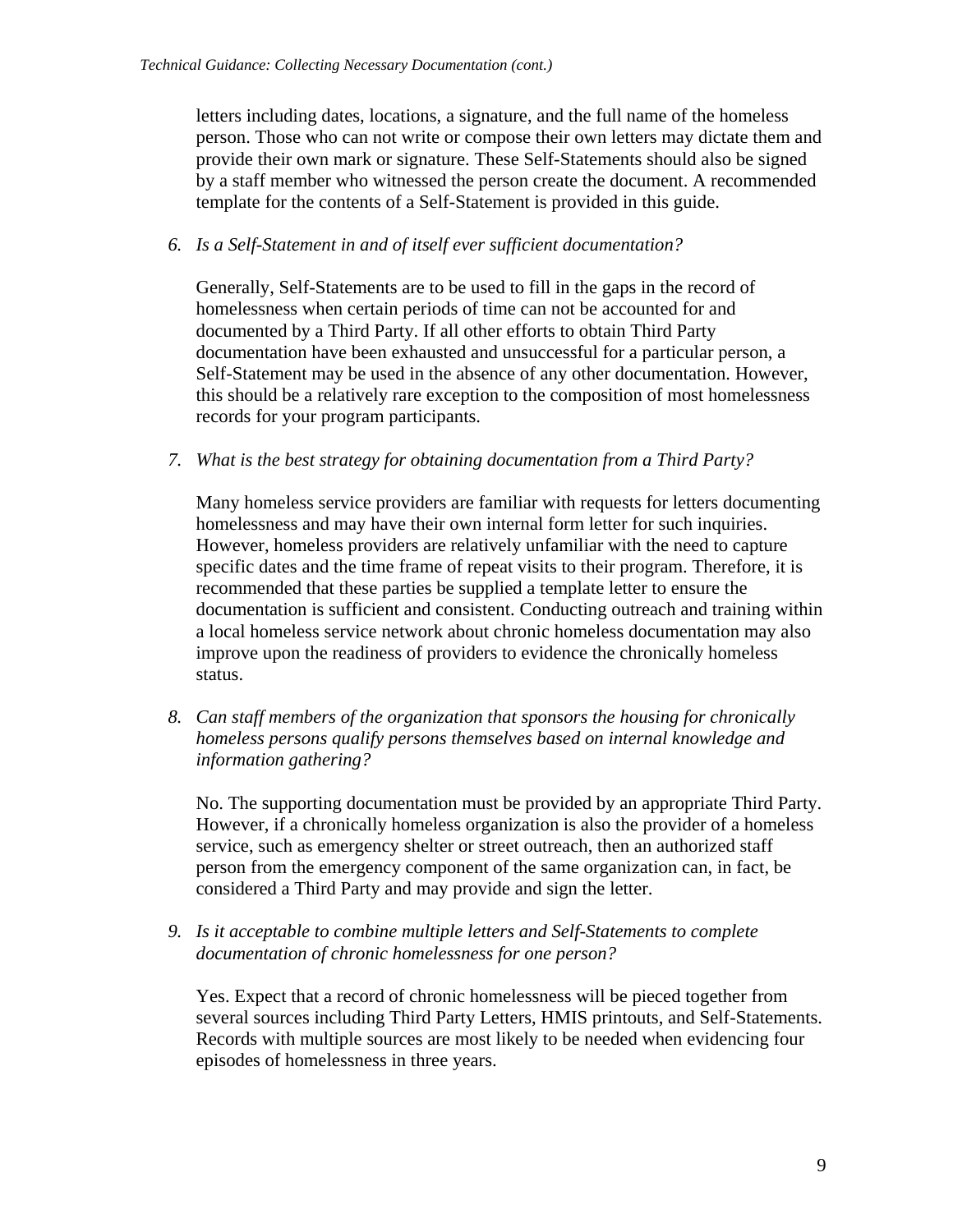letters including dates, locations, a signature, and the full name of the homeless person. Those who can not write or compose their own letters may dictate them and provide their own mark or signature. These Self-Statements should also be signed by a staff member who witnessed the person create the document. A recommended template for the contents of a Self-Statement is provided in this guide.

6. *Is a Self-Statement in and of itself ever sufficient documentation?*

   Generally, Self-Statements are to be used to fill in the gaps in the record of homelessness when certain periods of time can not be accounted for and documented by a Third Party. If all other efforts to obtain Third Party documentation have been exhausted and unsuccessful for a particular person, a Self-Statement may be used in the absence of any other documentation. However, this should be a relatively rare exception to the composition of most homelessness records for your program participants.

7. *What is the best strategy for obtaining documentation from a Third Party?*

   Many homeless service providers are familiar with requests for letters documenting homelessness and may have their own internal form letter for such inquiries. However, homeless providers are relatively unfamiliar with the need to capture specific dates and the time frame of repeat visits to their program. Therefore, it is recommended that these parties be supplied a template letter to ensure the documentation is sufficient and consistent. Conducting outreach and training within a local homeless service network about chronic homeless documentation may also improve upon the readiness of providers to evidence the chronically homeless status.

8. *Can staff members of the organization that sponsors the housing for chronically homeless persons qualify persons themselves based on internal knowledge and information gathering?*

   No. The supporting documentation must be provided by an appropriate Third Party. However, if a chronically homeless organization is also the provider of a homeless service, such as emergency shelter or street outreach, then an authorized staff person from the emergency component of the same organization can, in fact, be considered a Third Party and may provide and sign the letter.

9. *Is it acceptable to combine multiple letters and Self-Statements to complete documentation of chronic homelessness for one person?*

   Yes. Expect that a record of chronic homelessness will be pieced together from several sources including Third Party Letters, HMIS printouts, and Self-Statements. Records with multiple sources are most likely to be needed when evidencing four episodes of homelessness in three years.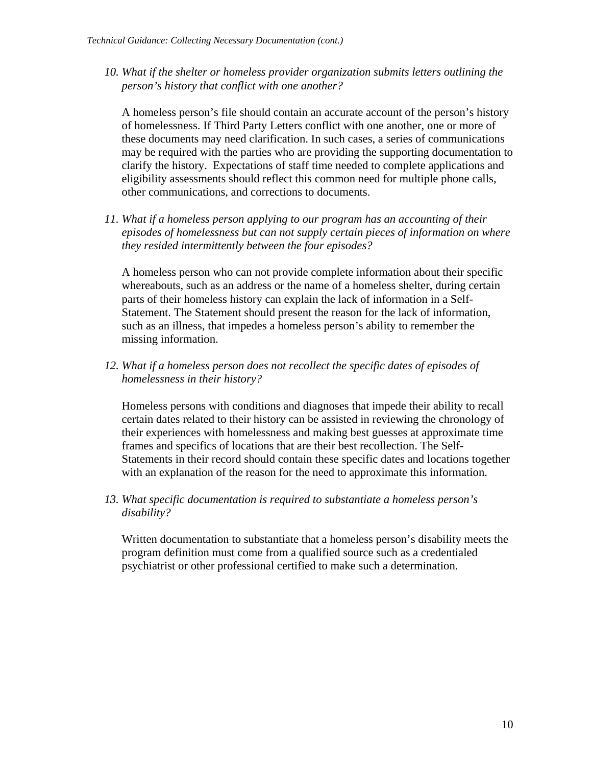*10. What if the shelter or homeless provider organization submits letters outlining the person's history that conflict with one another?*

A homeless person's file should contain an accurate account of the person's history of homelessness. If Third Party Letters conflict with one another, one or more of these documents may need clarification. In such cases, a series of communications may be required with the parties who are providing the supporting documentation to clarify the history. Expectations of staff time needed to complete applications and eligibility assessments should reflect this common need for multiple phone calls, other communications, and corrections to documents.

*11. What if a homeless person applying to our program has an accounting of their episodes of homelessness but can not supply certain pieces of information on where they resided intermittently between the four episodes?*

A homeless person who can not provide complete information about their specific whereabouts, such as an address or the name of a homeless shelter, during certain parts of their homeless history can explain the lack of information in a Self-Statement. The Statement should present the reason for the lack of information, such as an illness, that impedes a homeless person's ability to remember the missing information.

*12. What if a homeless person does not recollect the specific dates of episodes of homelessness in their history?*

Homeless persons with conditions and diagnoses that impede their ability to recall certain dates related to their history can be assisted in reviewing the chronology of their experiences with homelessness and making best guesses at approximate time frames and specifics of locations that are their best recollection. The Self-Statements in their record should contain these specific dates and locations together with an explanation of the reason for the need to approximate this information.

*13. What specific documentation is required to substantiate a homeless person's disability?*

Written documentation to substantiate that a homeless person's disability meets the program definition must come from a qualified source such as a credentialed psychiatrist or other professional certified to make such a determination.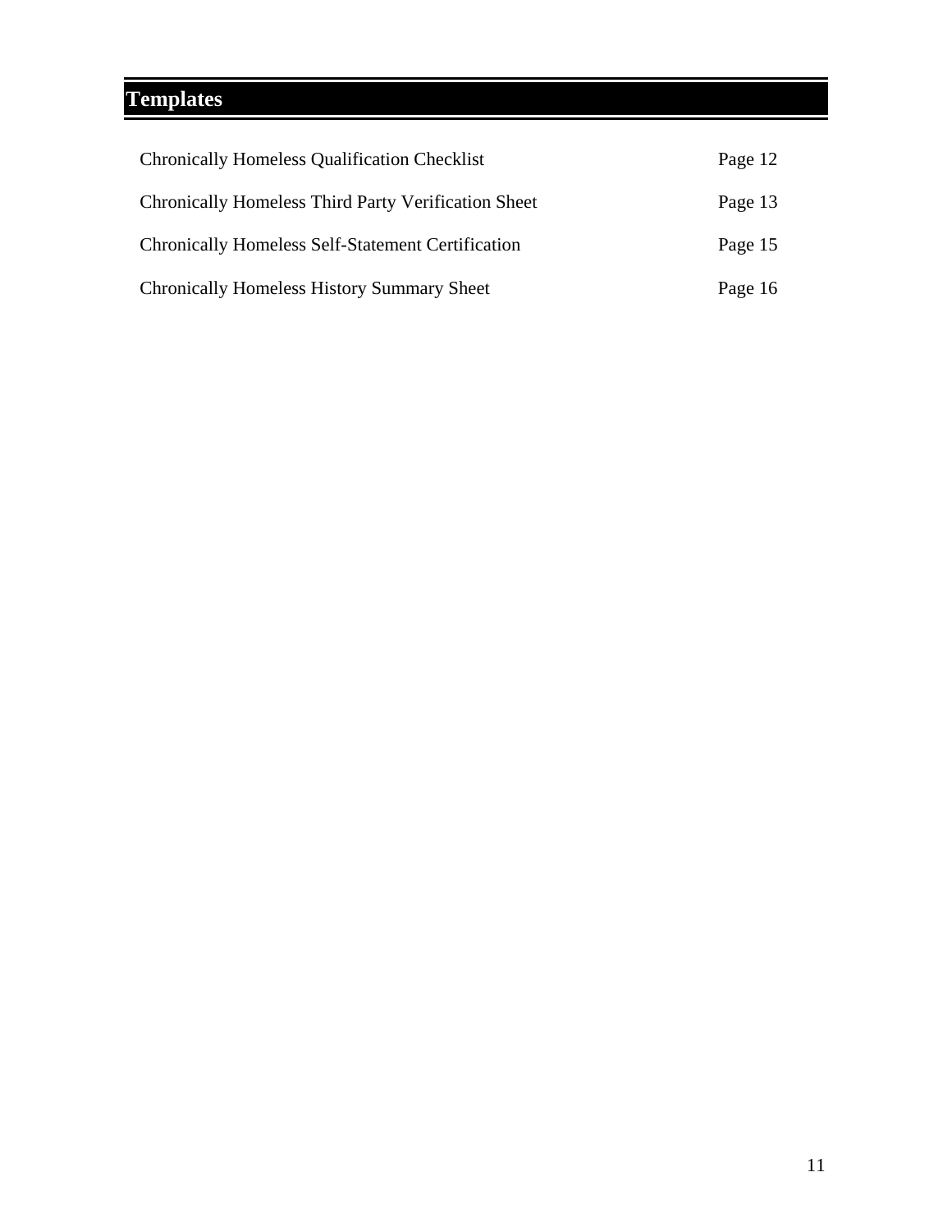# Templates

| | |
|---|---|
| Chronically Homeless Qualification Checklist | Page 12 |
| Chronically Homeless Third Party Verification Sheet | Page 13 |
| Chronically Homeless Self-Statement Certification | Page 15 |
| Chronically Homeless History Summary Sheet | Page 16 |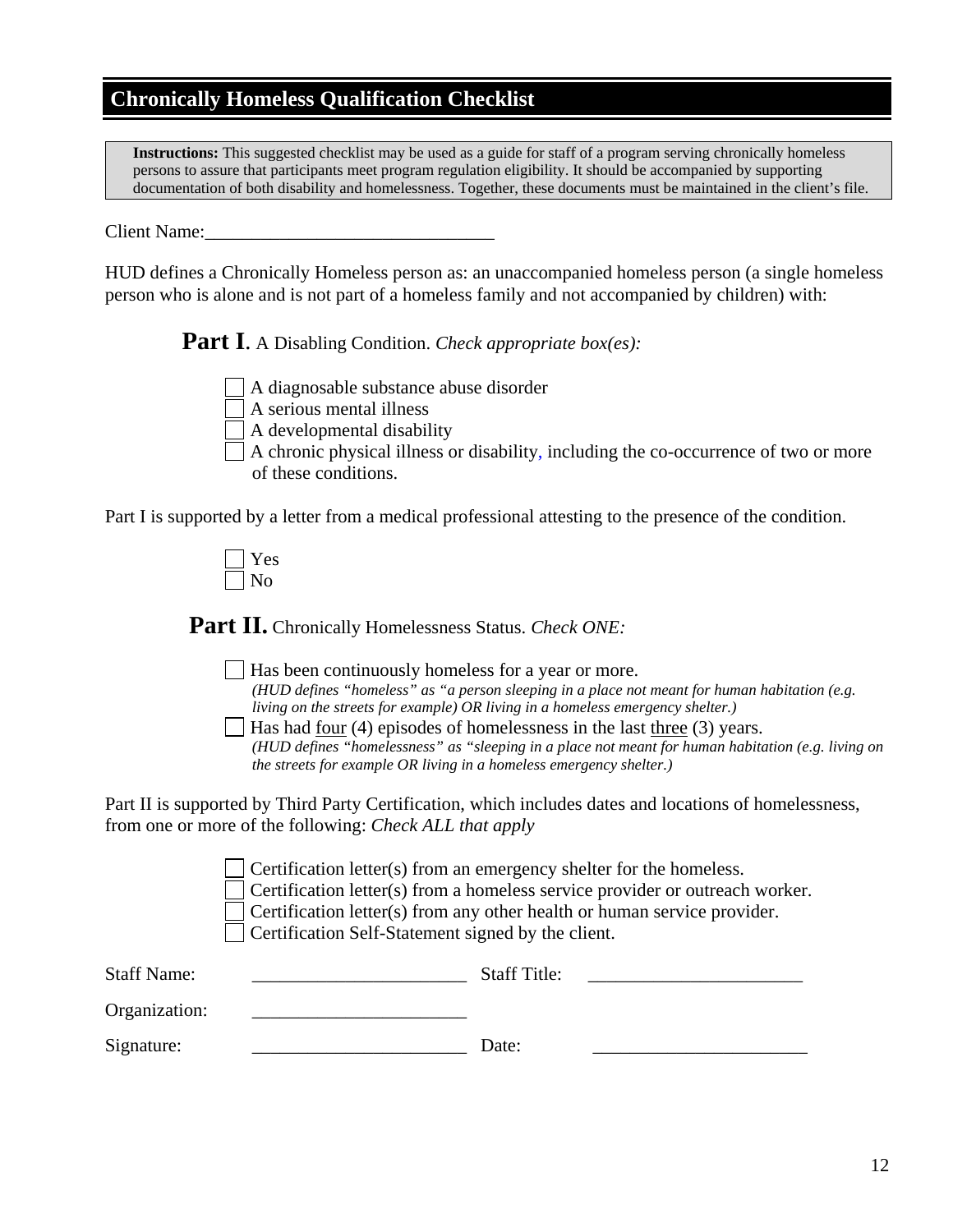## Chronically Homeless Qualification Checklist

**Instructions:** This suggested checklist may be used as a guide for staff of a program serving chronically homeless persons to assure that participants meet program regulation eligibility. It should be accompanied by supporting documentation of both disability and homelessness. Together, these documents must be maintained in the client's file.

Client Name:_______________________________

HUD defines a Chronically Homeless person as: an unaccompanied homeless person (a single homeless person who is alone and is not part of a homeless family and not accompanied by children) with:

**Part I**. A Disabling Condition. *Check appropriate box(es):*

- ☐ A diagnosable substance abuse disorder
- ☐ A serious mental illness
- ☐ A developmental disability
- ☐ A chronic physical illness or disability, including the co-occurrence of two or more of these conditions.

Part I is supported by a letter from a medical professional attesting to the presence of the condition.

- ☐ Yes
- ☐ No

**Part II.** Chronically Homelessness Status. *Check ONE:*

- ☐ Has been continuously homeless for a year or more.
  *(HUD defines "homeless" as "a person sleeping in a place not meant for human habitation (e.g. living on the streets for example) OR living in a homeless emergency shelter.)*
- ☐ Has had four (4) episodes of homelessness in the last three (3) years.
  *(HUD defines "homelessness" as "sleeping in a place not meant for human habitation (e.g. living on the streets for example OR living in a homeless emergency shelter.)*

Part II is supported by Third Party Certification, which includes dates and locations of homelessness, from one or more of the following: *Check ALL that apply*

- ☐ Certification letter(s) from an emergency shelter for the homeless.
- ☐ Certification letter(s) from a homeless service provider or outreach worker.
- ☐ Certification letter(s) from any other health or human service provider.
- ☐ Certification Self-Statement signed by the client.

Staff Name: _______________________ Staff Title: _______________________

Organization: _______________________

Signature: _______________________ Date: _______________________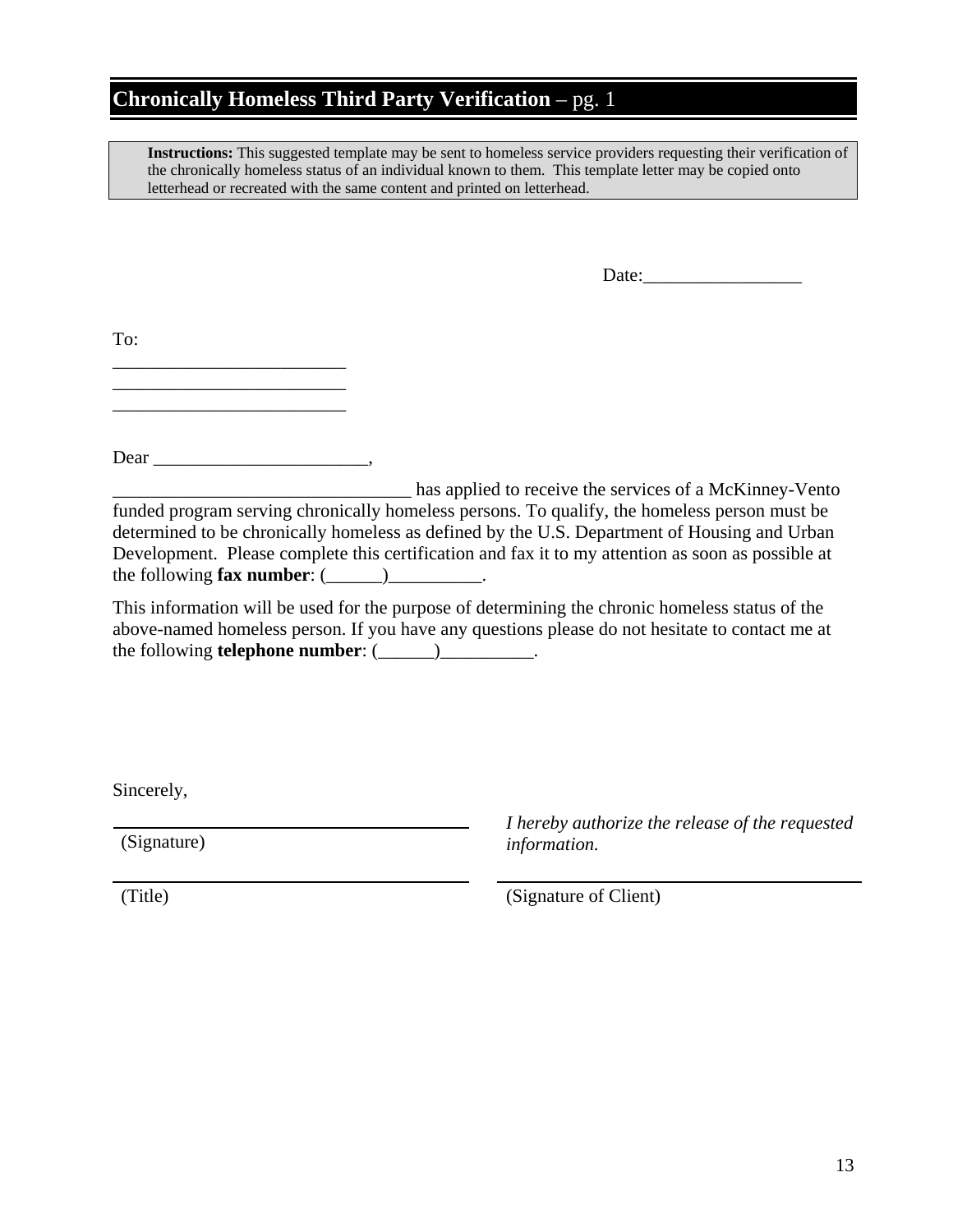# **Chronically Homeless Third Party Verification** – pg. 1

> **Instructions:** This suggested template may be sent to homeless service providers requesting their verification of the chronically homeless status of an individual known to them. This template letter may be copied onto letterhead or recreated with the same content and printed on letterhead.

Date:_________________

To:
_________________________
_________________________
_________________________

Dear _______________________,

________________________________ has applied to receive the services of a McKinney-Vento funded program serving chronically homeless persons. To qualify, the homeless person must be determined to be chronically homeless as defined by the U.S. Department of Housing and Urban Development. Please complete this certification and fax it to my attention as soon as possible at the following **fax number**: (______)__________.

This information will be used for the purpose of determining the chronic homeless status of the above-named homeless person. If you have any questions please do not hesitate to contact me at the following **telephone number**: (______)__________.

Sincerely,

________________________________________
(Signature)

________________________________________
(Title)

*I hereby authorize the release of the requested information.*

________________________________________
(Signature of Client)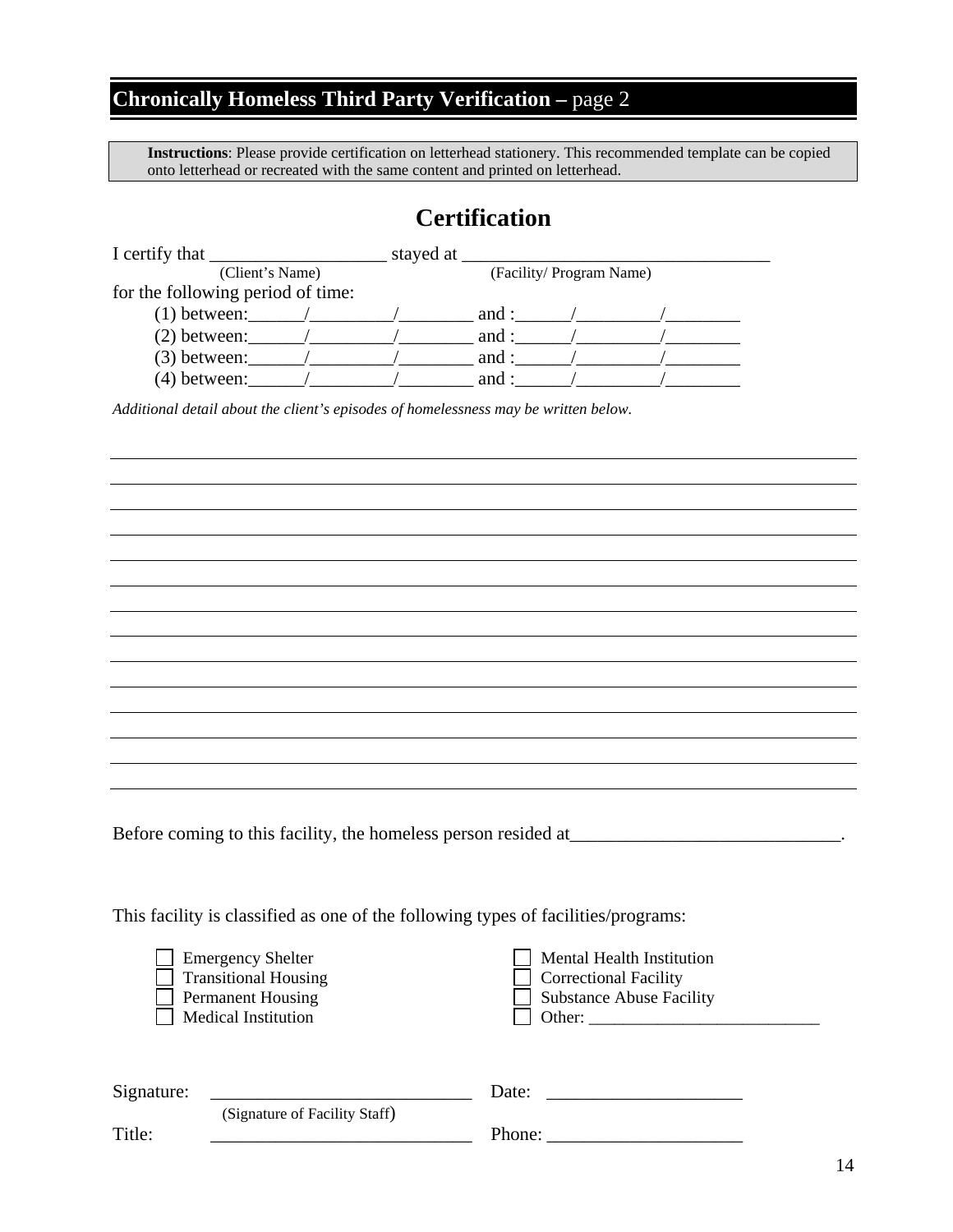## **Chronically Homeless Third Party Verification –** page 2

**Instructions**: Please provide certification on letterhead stationery. This recommended template can be copied onto letterhead or recreated with the same content and printed on letterhead.

# Certification

I certify that ___________________ stayed at _________________________________
(Client's Name) (Facility/ Program Name)

for the following period of time:

(1) between:______/_________/________ and :______/_________/________

(2) between:______/_________/________ and :______/_________/________

(3) between:______/_________/________ and :______/_________/________

(4) between:______/_________/________ and :______/_________/________

*Additional detail about the client's episodes of homelessness may be written below.*

____________________________________________________________________________

____________________________________________________________________________

____________________________________________________________________________

____________________________________________________________________________

____________________________________________________________________________

____________________________________________________________________________

____________________________________________________________________________

____________________________________________________________________________

____________________________________________________________________________

____________________________________________________________________________

____________________________________________________________________________

____________________________________________________________________________

____________________________________________________________________________

____________________________________________________________________________

Before coming to this facility, the homeless person resided at_____________________________.

This facility is classified as one of the following types of facilities/programs:

- ☐ Emergency Shelter
- ☐ Transitional Housing
- ☐ Permanent Housing
- ☐ Medical Institution
- ☐ Mental Health Institution
- ☐ Correctional Facility
- ☐ Substance Abuse Facility
- ☐ Other: ___________________________

Signature: _____________________________ Date: _____________________
(Signature of Facility Staff)

Title: _____________________________ Phone: _____________________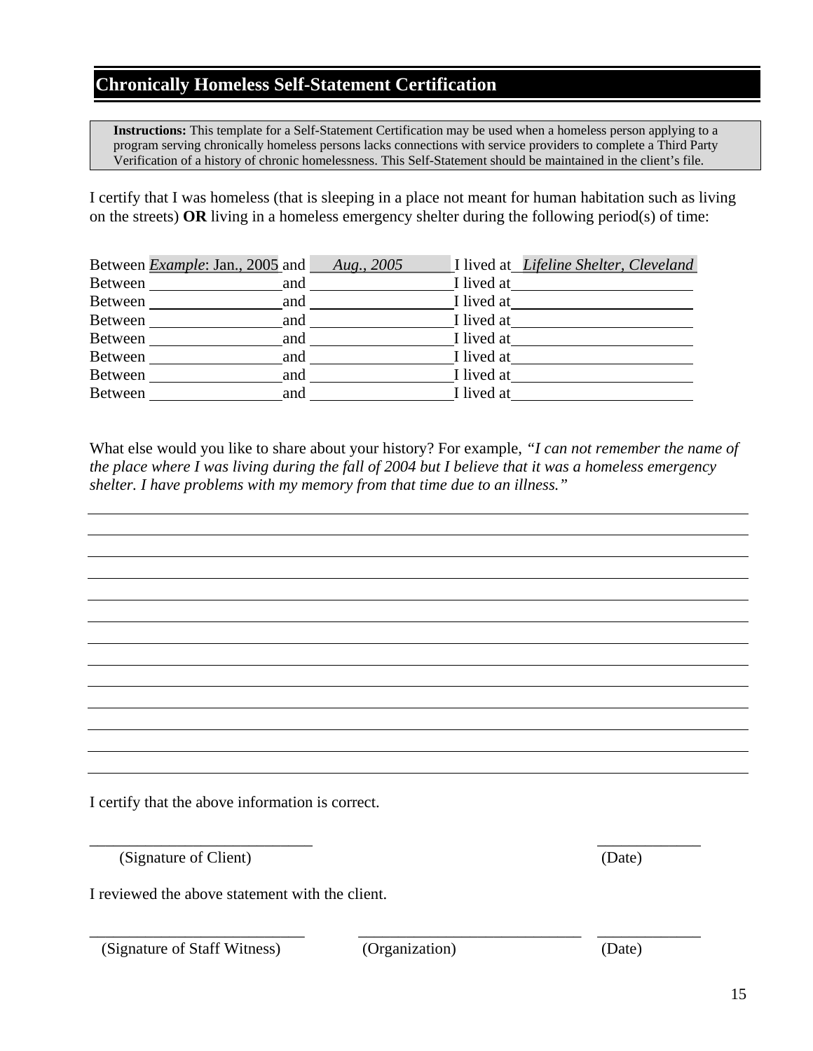## Chronically Homeless Self-Statement Certification

> **Instructions:** This template for a Self-Statement Certification may be used when a homeless person applying to a program serving chronically homeless persons lacks connections with service providers to complete a Third Party Verification of a history of chronic homelessness. This Self-Statement should be maintained in the client's file.

I certify that I was homeless (that is sleeping in a place not meant for human habitation such as living on the streets) **OR** living in a homeless emergency shelter during the following period(s) of time:

Between *Example*: Jan., 2005 and *Aug., 2005* I lived at *Lifeline Shelter, Cleveland*
Between ________________ and ________________ I lived at ____________________
Between ________________ and ________________ I lived at ____________________
Between ________________ and ________________ I lived at ____________________
Between ________________ and ________________ I lived at ____________________
Between ________________ and ________________ I lived at ____________________
Between ________________ and ________________ I lived at ____________________
Between ________________ and ________________ I lived at ____________________

What else would you like to share about your history? For example, *"I can not remember the name of the place where I was living during the fall of 2004 but I believe that it was a homeless emergency shelter. I have problems with my memory from that time due to an illness."*

______________________________________________________________________________
______________________________________________________________________________
______________________________________________________________________________
______________________________________________________________________________
______________________________________________________________________________
______________________________________________________________________________
______________________________________________________________________________
______________________________________________________________________________
______________________________________________________________________________
______________________________________________________________________________
______________________________________________________________________________
______________________________________________________________________________
______________________________________________________________________________

I certify that the above information is correct.

____________________________ ____________
(Signature of Client) (Date)

I reviewed the above statement with the client.

____________________________ ____________________________ ____________
(Signature of Staff Witness) (Organization) (Date)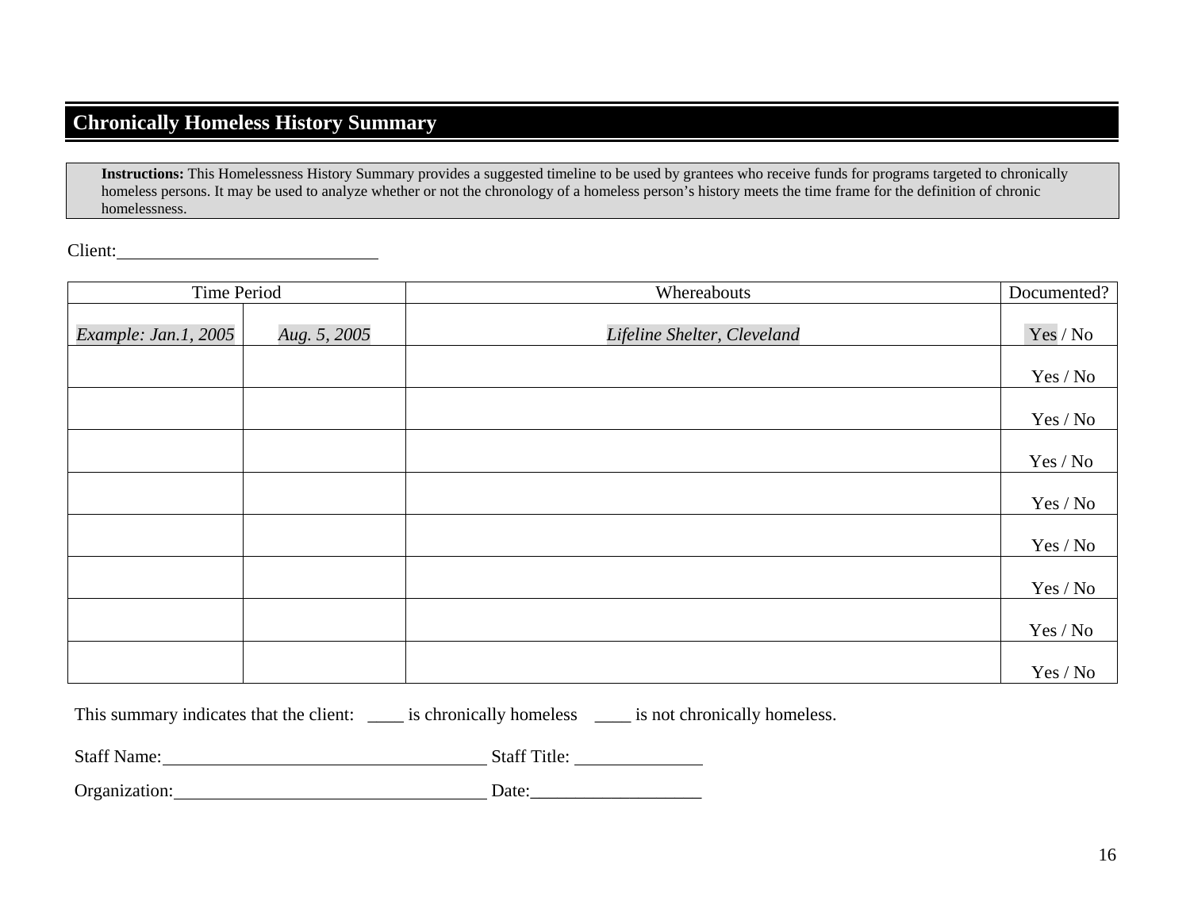# Chronically Homeless History Summary

**Instructions:** This Homelessness History Summary provides a suggested timeline to be used by grantees who receive funds for programs targeted to chronically homeless persons. It may be used to analyze whether or not the chronology of a homeless person's history meets the time frame for the definition of chronic homelessness.

Client:______________________________

| Time Period | | Whereabouts | Documented? |
|---|---|---|---|
| *Example: Jan.1, 2005* | *Aug. 5, 2005* | *Lifeline Shelter, Cleveland* | Yes / No |
| | | | Yes / No |
| | | | Yes / No |
| | | | Yes / No |
| | | | Yes / No |
| | | | Yes / No |
| | | | Yes / No |
| | | | Yes / No |
| | | | Yes / No |

This summary indicates that the client: ____ is chronically homeless ____ is not chronically homeless.

Staff Name:____________________________________ Staff Title: ______________

Organization:___________________________________ Date:___________________